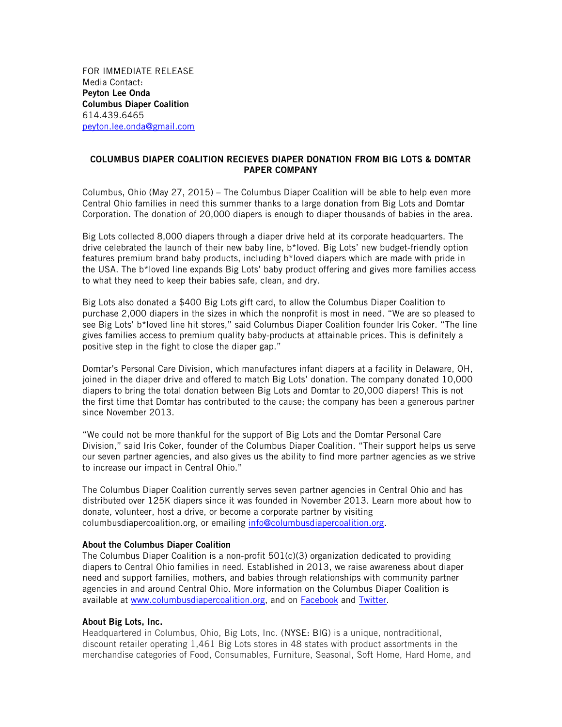FOR IMMEDIATE RELEASE
Media Contact:
**Peyton Lee Onda**
**Columbus Diaper Coalition**
614.439.6465
peyton.lee.onda@gmail.com

**COLUMBUS DIAPER COALITION RECIEVES DIAPER DONATION FROM BIG LOTS & DOMTAR PAPER COMPANY**

Columbus, Ohio (May 27, 2015) – The Columbus Diaper Coalition will be able to help even more Central Ohio families in need this summer thanks to a large donation from Big Lots and Domtar Corporation. The donation of 20,000 diapers is enough to diaper thousands of babies in the area.

Big Lots collected 8,000 diapers through a diaper drive held at its corporate headquarters. The drive celebrated the launch of their new baby line, b*loved. Big Lots' new budget-friendly option features premium brand baby products, including b*loved diapers which are made with pride in the USA. The b*loved line expands Big Lots' baby product offering and gives more families access to what they need to keep their babies safe, clean, and dry.

Big Lots also donated a $400 Big Lots gift card, to allow the Columbus Diaper Coalition to purchase 2,000 diapers in the sizes in which the nonprofit is most in need. "We are so pleased to see Big Lots' b*loved line hit stores," said Columbus Diaper Coalition founder Iris Coker. "The line gives families access to premium quality baby-products at attainable prices. This is definitely a positive step in the fight to close the diaper gap."

Domtar's Personal Care Division, which manufactures infant diapers at a facility in Delaware, OH, joined in the diaper drive and offered to match Big Lots' donation. The company donated 10,000 diapers to bring the total donation between Big Lots and Domtar to 20,000 diapers! This is not the first time that Domtar has contributed to the cause; the company has been a generous partner since November 2013.

"We could not be more thankful for the support of Big Lots and the Domtar Personal Care Division," said Iris Coker, founder of the Columbus Diaper Coalition. "Their support helps us serve our seven partner agencies, and also gives us the ability to find more partner agencies as we strive to increase our impact in Central Ohio."

The Columbus Diaper Coalition currently serves seven partner agencies in Central Ohio and has distributed over 125K diapers since it was founded in November 2013. Learn more about how to donate, volunteer, host a drive, or become a corporate partner by visiting columbusdiapercoalition.org, or emailing info@columbusdiapercoalition.org.

**About the Columbus Diaper Coalition**
The Columbus Diaper Coalition is a non-profit 501(c)(3) organization dedicated to providing diapers to Central Ohio families in need. Established in 2013, we raise awareness about diaper need and support families, mothers, and babies through relationships with community partner agencies in and around Central Ohio. More information on the Columbus Diaper Coalition is available at www.columbusdiapercoalition.org, and on Facebook and Twitter.

**About Big Lots, Inc.**
Headquartered in Columbus, Ohio, Big Lots, Inc. (NYSE: BIG) is a unique, nontraditional, discount retailer operating 1,461 Big Lots stores in 48 states with product assortments in the merchandise categories of Food, Consumables, Furniture, Seasonal, Soft Home, Hard Home, and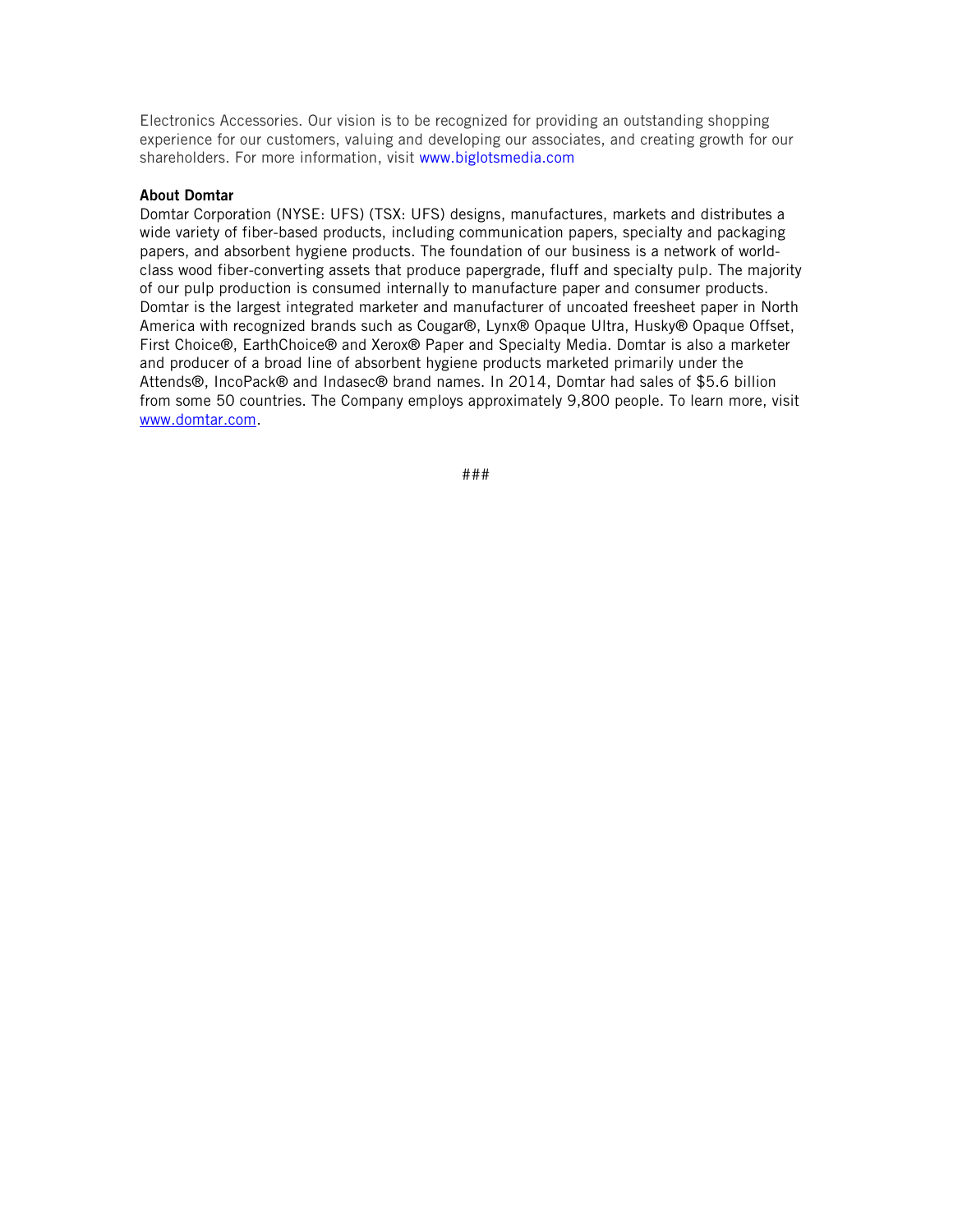Electronics Accessories. Our vision is to be recognized for providing an outstanding shopping experience for our customers, valuing and developing our associates, and creating growth for our shareholders. For more information, visit www.biglotsmedia.com

**About Domtar**

Domtar Corporation (NYSE: UFS) (TSX: UFS) designs, manufactures, markets and distributes a wide variety of fiber-based products, including communication papers, specialty and packaging papers, and absorbent hygiene products. The foundation of our business is a network of world-class wood fiber-converting assets that produce papergrade, fluff and specialty pulp. The majority of our pulp production is consumed internally to manufacture paper and consumer products. Domtar is the largest integrated marketer and manufacturer of uncoated freesheet paper in North America with recognized brands such as Cougar®, Lynx® Opaque Ultra, Husky® Opaque Offset, First Choice®, EarthChoice® and Xerox® Paper and Specialty Media. Domtar is also a marketer and producer of a broad line of absorbent hygiene products marketed primarily under the Attends®, IncoPack® and Indasec® brand names. In 2014, Domtar had sales of $5.6 billion from some 50 countries. The Company employs approximately 9,800 people. To learn more, visit www.domtar.com.

###